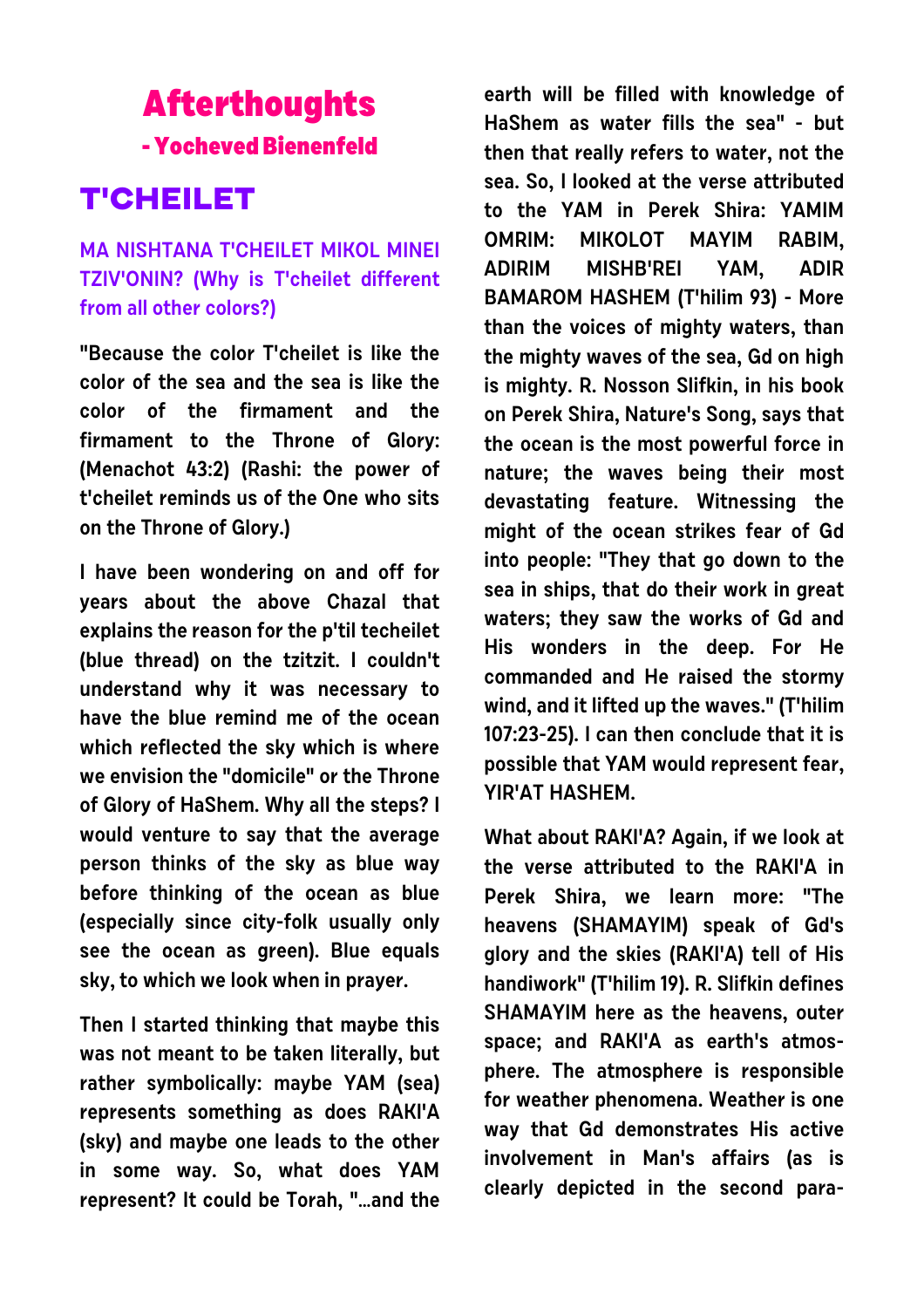# Afterthoughts

### - Yocheved Bienenfeld

## T'CHEILET

### MA NISHTANA T'CHEILET MIKOL MINEI TZIV'ONIN? (Why is T'cheilet different from all other colors?)

**"Because the color T'cheilet is like the color of the sea and the sea is like the color of the firmament and the firmament to the Throne of Glory: (Menachot 43:2) (Rashi: the power of t'cheilet reminds us of the One who sits on the Throne of Glory.)**

I have been wondering on and off for years about the above Chazal that explains the reason for the p'til techeilet (blue thread) on the tzitzit. I couldn't understand why it was necessary to have the blue remind me of the ocean which reflected the sky which is where we envision the "domicile" or the Throne of Glory of HaShem. Why all the steps? I would venture to say that the average person thinks of the sky as blue way before thinking of the ocean as blue (especially since city-folk usually only see the ocean as green). Blue equals sky, to which we look when in prayer.

Then I started thinking that maybe this was not meant to be taken literally, but rather symbolically: maybe YAM (sea) represents something as does RAKI'A (sky) and maybe one leads to the other in some way. So, what does YAM represent? It could be Torah, "...and the earth will be filled with knowledge of HaShem as water fills the sea" - but then that really refers to water, not the sea. So, I looked at the verse attributed to the YAM in Perek Shira: YAMIM OMRIM: MIKOLOT MAYIM RABIM, ADIRIM MISHB'REI YAM, ADIR BAMAROM HASHEM (T'hilim 93) - More than the voices of mighty waters, than the mighty waves of the sea, Gd on high is mighty. R. Nosson Slifkin, in his book on Perek Shira, Nature's Song, says that the ocean is the most powerful force in nature; the waves being their most devastating feature. Witnessing the might of the ocean strikes fear of Gd into people: "They that go down to the sea in ships, that do their work in great waters; they saw the works of Gd and His wonders in the deep. For He commanded and He raised the stormy wind, and it lifted up the waves." (T'hilim 107:23-25). I can then conclude that it is possible that YAM would represent fear, YIR'AT HASHEM.

What about RAKI'A? Again, if we look at the verse attributed to the RAKI'A in Perek Shira, we learn more: "The heavens (SHAMAYIM) speak of Gd's glory and the skies (RAKI'A) tell of His handiwork" (T'hilim 19). R. Slifkin defines SHAMAYIM here as the heavens, outer space; and RAKI'A as earth's atmosphere. The atmosphere is responsible for weather phenomena. Weather is one way that Gd demonstrates His active involvement in Man's affairs (as is clearly depicted in the second para-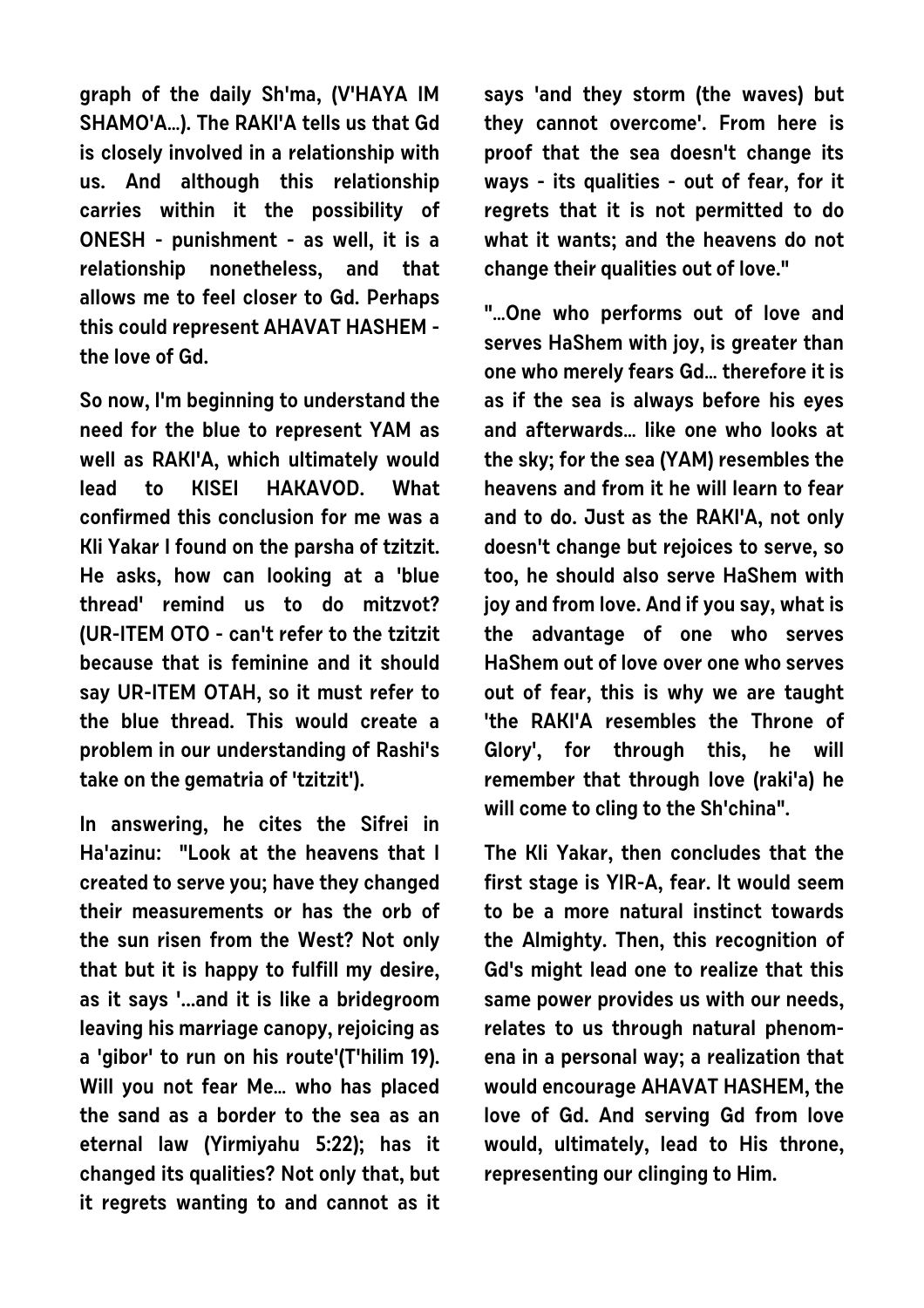**graph of the daily Sh'ma, (V'HAYA IM SHAMO'A…). The RAKI'A tells us that Gd is closely involved in a relationship with us. And although this relationship carries within it the possibility of ONESH - punishment - as well, it is a relationship nonetheless, and that allows me to feel closer to Gd. Perhaps this could represent AHAVAT HASHEM - the love of Gd.**

**So now, I'm beginning to understand the need for the blue to represent YAM as well as RAKI'A, which ultimately would lead to KISEI HAKAVOD. What confirmed this conclusion for me was a Kli Yakar I found on the parsha of tzitzit. He asks, how can looking at a 'blue thread' remind us to do mitzvot? (UR-ITEM OTO - can't refer to the tzitzit because that is feminine and it should say UR-ITEM OTAH, so it must refer to the blue thread. This would create a problem in our understanding of Rashi's take on the gematria of 'tzitzit').**

**In answering, he cites the Sifrei in Ha'azinu: "Look at the heavens that I created to serve you; have they changed their measurements or has the orb of the sun risen from the West? Not only that but it is happy to fulfill my desire, as it says '…and it is like a bridegroom leaving his marriage canopy, rejoicing as a 'gibor' to run on his route'(T'hilim 19). Will you not fear Me… who has placed the sand as a border to the sea as an eternal law (Yirmiyahu 5:22); has it changed its qualities? Not only that, but it regrets wanting to and cannot as it says 'and they storm (the waves) but they cannot overcome'. From here is proof that the sea doesn't change its ways - its qualities - out of fear, for it regrets that it is not permitted to do what it wants; and the heavens do not change their qualities out of love."**

**"…One who performs out of love and serves HaShem with joy, is greater than one who merely fears Gd… therefore it is as if the sea is always before his eyes and afterwards… like one who looks at the sky; for the sea (YAM) resembles the heavens and from it he will learn to fear and to do. Just as the RAKI'A, not only doesn't change but rejoices to serve, so too, he should also serve HaShem with joy and from love. And if you say, what is the advantage of one who serves HaShem out of love over one who serves out of fear, this is why we are taught 'the RAKI'A resembles the Throne of Glory', for through this, he will remember that through love (raki'a) he will come to cling to the Sh'china".**

**The Kli Yakar, then concludes that the first stage is YIR-A, fear. It would seem to be a more natural instinct towards the Almighty. Then, this recognition of Gd's might lead one to realize that this same power provides us with our needs, relates to us through natural phenomena in a personal way; a realization that would encourage AHAVAT HASHEM, the love of Gd. And serving Gd from love would, ultimately, lead to His throne, representing our clinging to Him.**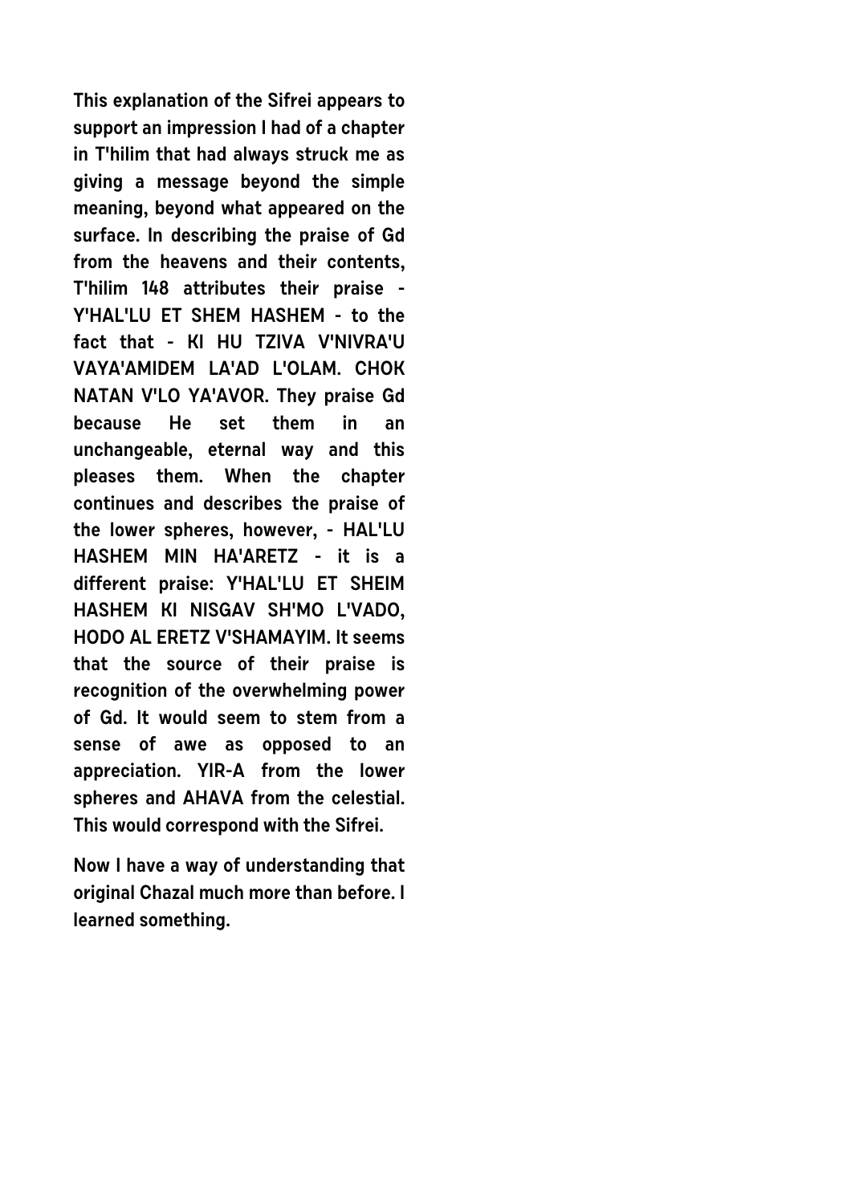**This explanation of the Sifrei appears to support an impression I had of a chapter in T'hilim that had always struck me as giving a message beyond the simple meaning, beyond what appeared on the surface. In describing the praise of Gd from the heavens and their contents, T'hilim 148 attributes their praise - Y'HAL'LU ET SHEM HASHEM - to the fact that - KI HU TZIVA V'NIVRA'U VAYA'AMIDEM LA'AD L'OLAM. CHOK NATAN V'LO YA'AVOR. They praise Gd because He set them in an unchangeable, eternal way and this pleases them. When the chapter continues and describes the praise of the lower spheres, however, - HAL'LU HASHEM MIN HA'ARETZ - it is a different praise: Y'HAL'LU ET SHEIM HASHEM KI NISGAV SH'MO L'VADO, HODO AL ERETZ V'SHAMAYIM. It seems that the source of their praise is recognition of the overwhelming power of Gd. It would seem to stem from a sense of awe as opposed to an appreciation. YIR-A from the lower spheres and AHAVA from the celestial. This would correspond with the Sifrei.**

**Now I have a way of understanding that original Chazal much more than before. I learned something.**